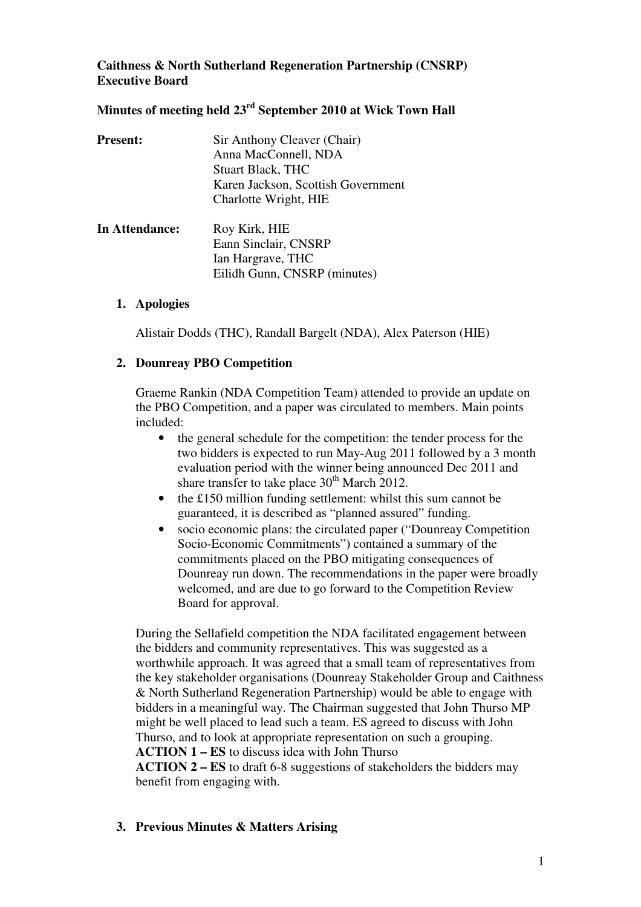**Caithness & North Sutherland Regeneration Partnership (CNSRP)**
**Executive Board**

**Minutes of meeting held 23rd September 2010 at Wick Town Hall**

| **Present:** | Sir Anthony Cleaver (Chair) |
|---|---|
| | Anna MacConnell, NDA |
| | Stuart Black, THC |
| | Karen Jackson, Scottish Government |
| | Charlotte Wright, HIE |
| **In Attendance:** | Roy Kirk, HIE |
| | Eann Sinclair, CNSRP |
| | Ian Hargrave, THC |
| | Eilidh Gunn, CNSRP (minutes) |

## 1. Apologies

Alistair Dodds (THC), Randall Bargelt (NDA), Alex Paterson (HIE)

## 2. Dounreay PBO Competition

Graeme Rankin (NDA Competition Team) attended to provide an update on the PBO Competition, and a paper was circulated to members. Main points included:

- the general schedule for the competition: the tender process for the two bidders is expected to run May-Aug 2011 followed by a 3 month evaluation period with the winner being announced Dec 2011 and share transfer to take place 30th March 2012.
- the £150 million funding settlement: whilst this sum cannot be guaranteed, it is described as "planned assured" funding.
- socio economic plans: the circulated paper ("Dounreay Competition Socio-Economic Commitments") contained a summary of the commitments placed on the PBO mitigating consequences of Dounreay run down. The recommendations in the paper were broadly welcomed, and are due to go forward to the Competition Review Board for approval.

During the Sellafield competition the NDA facilitated engagement between the bidders and community representatives. This was suggested as a worthwhile approach. It was agreed that a small team of representatives from the key stakeholder organisations (Dounreay Stakeholder Group and Caithness & North Sutherland Regeneration Partnership) would be able to engage with bidders in a meaningful way. The Chairman suggested that John Thurso MP might be well placed to lead such a team. ES agreed to discuss with John Thurso, and to look at appropriate representation on such a grouping.
**ACTION 1 – ES** to discuss idea with John Thurso
**ACTION 2 – ES** to draft 6-8 suggestions of stakeholders the bidders may benefit from engaging with.

## 3. Previous Minutes & Matters Arising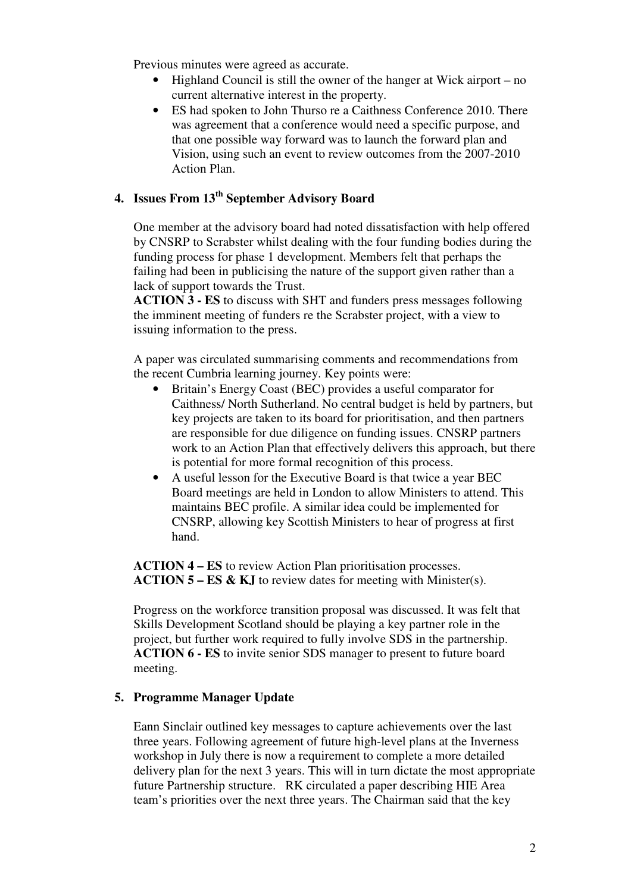Previous minutes were agreed as accurate.

- Highland Council is still the owner of the hanger at Wick airport – no current alternative interest in the property.
- ES had spoken to John Thurso re a Caithness Conference 2010. There was agreement that a conference would need a specific purpose, and that one possible way forward was to launch the forward plan and Vision, using such an event to review outcomes from the 2007-2010 Action Plan.

## 4. Issues From 13th September Advisory Board

One member at the advisory board had noted dissatisfaction with help offered by CNSRP to Scrabster whilst dealing with the four funding bodies during the funding process for phase 1 development. Members felt that perhaps the failing had been in publicising the nature of the support given rather than a lack of support towards the Trust.

**ACTION 3 - ES** to discuss with SHT and funders press messages following the imminent meeting of funders re the Scrabster project, with a view to issuing information to the press.

A paper was circulated summarising comments and recommendations from the recent Cumbria learning journey. Key points were:

- Britain's Energy Coast (BEC) provides a useful comparator for Caithness/ North Sutherland. No central budget is held by partners, but key projects are taken to its board for prioritisation, and then partners are responsible for due diligence on funding issues. CNSRP partners work to an Action Plan that effectively delivers this approach, but there is potential for more formal recognition of this process.
- A useful lesson for the Executive Board is that twice a year BEC Board meetings are held in London to allow Ministers to attend. This maintains BEC profile. A similar idea could be implemented for CNSRP, allowing key Scottish Ministers to hear of progress at first hand.

**ACTION 4 – ES** to review Action Plan prioritisation processes.
**ACTION 5 – ES & KJ** to review dates for meeting with Minister(s).

Progress on the workforce transition proposal was discussed. It was felt that Skills Development Scotland should be playing a key partner role in the project, but further work required to fully involve SDS in the partnership.
**ACTION 6 - ES** to invite senior SDS manager to present to future board meeting.

## 5. Programme Manager Update

Eann Sinclair outlined key messages to capture achievements over the last three years. Following agreement of future high-level plans at the Inverness workshop in July there is now a requirement to complete a more detailed delivery plan for the next 3 years. This will in turn dictate the most appropriate future Partnership structure. RK circulated a paper describing HIE Area team's priorities over the next three years. The Chairman said that the key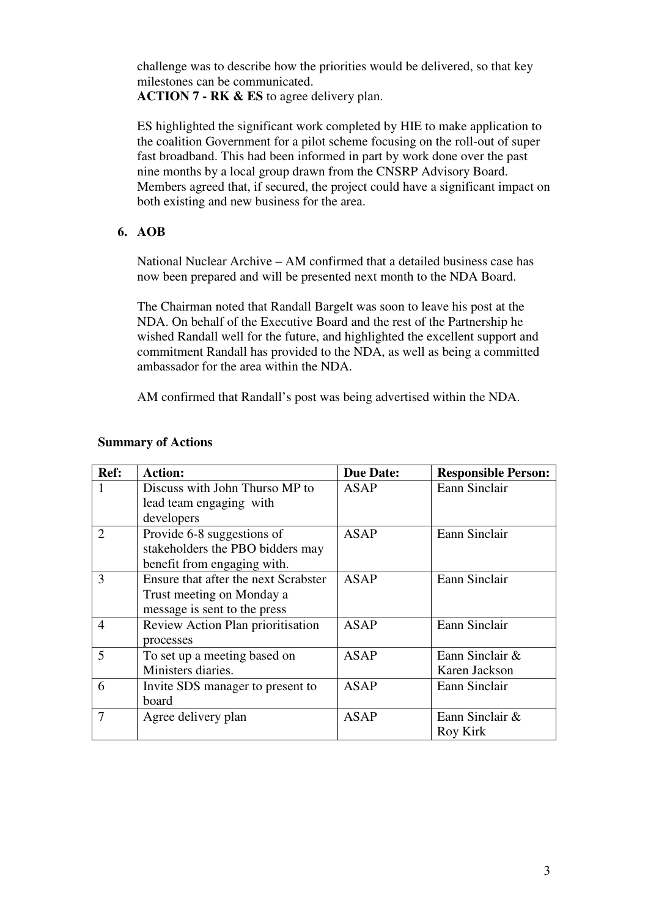challenge was to describe how the priorities would be delivered, so that key milestones can be communicated.

**ACTION 7 - RK & ES** to agree delivery plan.

ES highlighted the significant work completed by HIE to make application to the coalition Government for a pilot scheme focusing on the roll-out of super fast broadband. This had been informed in part by work done over the past nine months by a local group drawn from the CNSRP Advisory Board. Members agreed that, if secured, the project could have a significant impact on both existing and new business for the area.

## 6. AOB

National Nuclear Archive – AM confirmed that a detailed business case has now been prepared and will be presented next month to the NDA Board.

The Chairman noted that Randall Bargelt was soon to leave his post at the NDA. On behalf of the Executive Board and the rest of the Partnership he wished Randall well for the future, and highlighted the excellent support and commitment Randall has provided to the NDA, as well as being a committed ambassador for the area within the NDA.

AM confirmed that Randall's post was being advertised within the NDA.

**Summary of Actions**

| Ref: | Action: | Due Date: | Responsible Person: |
|---|---|---|---|
| 1 | Discuss with John Thurso MP to lead team engaging with developers | ASAP | Eann Sinclair |
| 2 | Provide 6-8 suggestions of stakeholders the PBO bidders may benefit from engaging with. | ASAP | Eann Sinclair |
| 3 | Ensure that after the next Scrabster Trust meeting on Monday a message is sent to the press | ASAP | Eann Sinclair |
| 4 | Review Action Plan prioritisation processes | ASAP | Eann Sinclair |
| 5 | To set up a meeting based on Ministers diaries. | ASAP | Eann Sinclair & Karen Jackson |
| 6 | Invite SDS manager to present to board | ASAP | Eann Sinclair |
| 7 | Agree delivery plan | ASAP | Eann Sinclair & Roy Kirk |